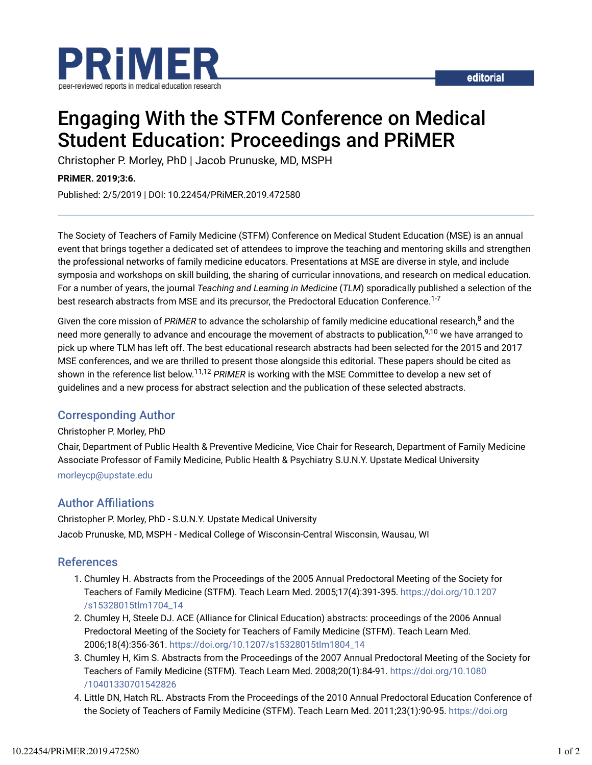# Engaging With the STFM Conference on Medical Student Education: Proceedings and PRiMER

Christopher P. Morley, PhD | Jacob Prunuske, MD, MSPH

**PRiMER. 2019;3:6.**

Published: 2/5/2019 | DOI: 10.22454/PRiMER.2019.472580

The Society of Teachers of Family Medicine (STFM) Conference on Medical Student Education (MSE) is an annual event that brings together a dedicated set of attendees to improve the teaching and mentoring skills and strengthen the professional networks of family medicine educators. Presentations at MSE are diverse in style, and include symposia and workshops on skill building, the sharing of curricular innovations, and research on medical education. For a number of years, the journal *Teaching and Learning in Medicine* (*TLM*) sporadically published a selection of the best research abstracts from MSE and its precursor, the Predoctoral Education Conference.[1-7]

Given the core mission of *PRiMER* to advance the scholarship of family medicine educational research,[8] and the need more generally to advance and encourage the movement of abstracts to publication,[9,10] we have arranged to pick up where TLM has left off. The best educational research abstracts had been selected for the 2015 and 2017 MSE conferences, and we are thrilled to present those alongside this editorial. These papers should be cited as shown in the reference list below.[11,12] *PRiMER* is working with the MSE Committee to develop a new set of guidelines and a new process for abstract selection and the publication of these selected abstracts.

## Corresponding Author

Christopher P. Morley, PhD

Chair, Department of Public Health & Preventive Medicine, Vice Chair for Research, Department of Family Medicine Associate Professor of Family Medicine, Public Health & Psychiatry S.U.N.Y. Upstate Medical University

morleycp@upstate.edu

## Author Affiliations

Christopher P. Morley, PhD - S.U.N.Y. Upstate Medical University

Jacob Prunuske, MD, MSPH - Medical College of Wisconsin-Central Wisconsin, Wausau, WI

## References

1. Chumley H. Abstracts from the Proceedings of the 2005 Annual Predoctoral Meeting of the Society for Teachers of Family Medicine (STFM). Teach Learn Med. 2005;17(4):391-395. https://doi.org/10.1207/s15328015tlm1704_14
2. Chumley H, Steele DJ. ACE (Alliance for Clinical Education) abstracts: proceedings of the 2006 Annual Predoctoral Meeting of the Society for Teachers of Family Medicine (STFM). Teach Learn Med. 2006;18(4):356-361. https://doi.org/10.1207/s15328015tlm1804_14
3. Chumley H, Kim S. Abstracts from the Proceedings of the 2007 Annual Predoctoral Meeting of the Society for Teachers of Family Medicine (STFM). Teach Learn Med. 2008;20(1):84-91. https://doi.org/10.1080/10401330701542826
4. Little DN, Hatch RL. Abstracts From the Proceedings of the 2010 Annual Predoctoral Education Conference of the Society of Teachers of Family Medicine (STFM). Teach Learn Med. 2011;23(1):90-95. https://doi.org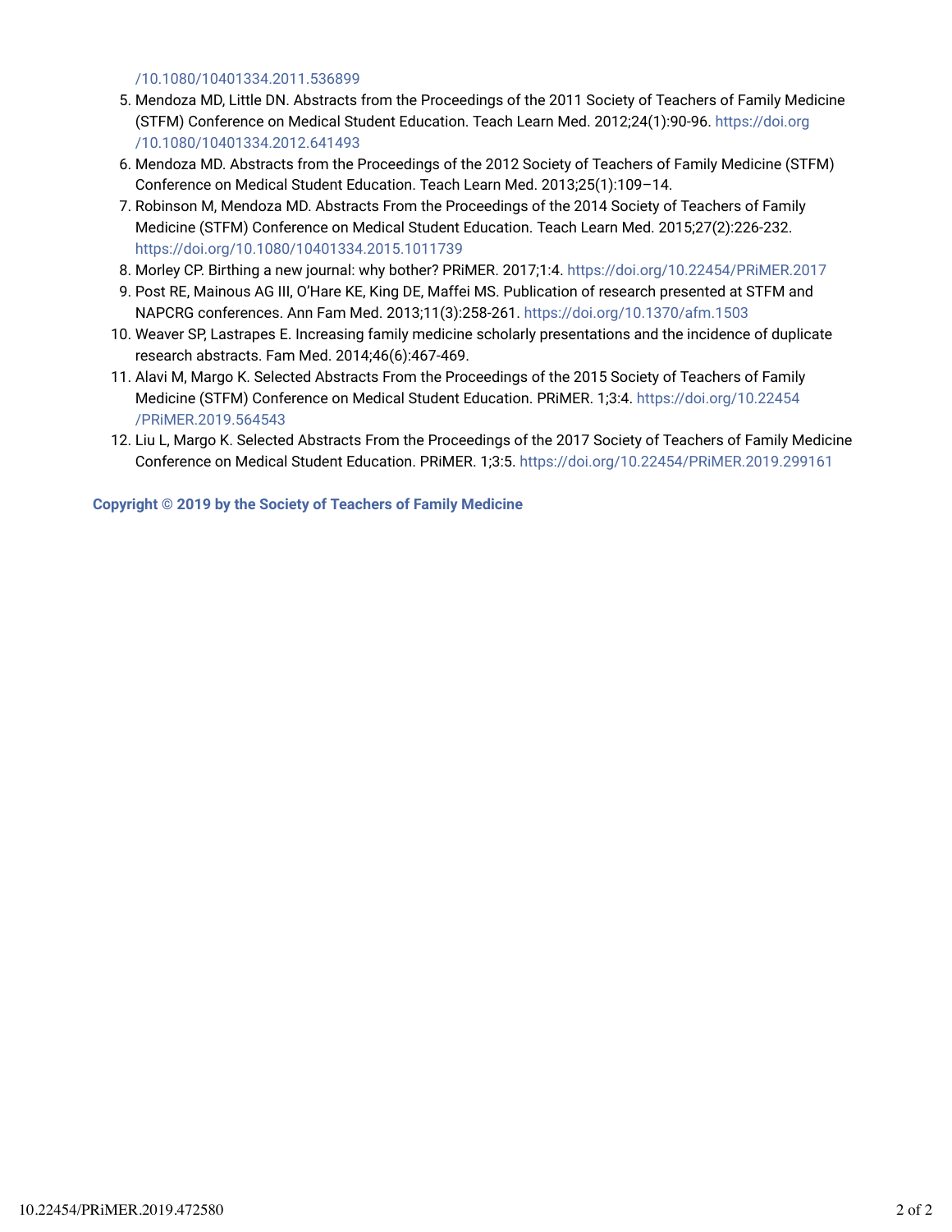/10.1080/10401334.2011.536899

5. Mendoza MD, Little DN. Abstracts from the Proceedings of the 2011 Society of Teachers of Family Medicine (STFM) Conference on Medical Student Education. Teach Learn Med. 2012;24(1):90-96. https://doi.org/10.1080/10401334.2012.641493
6. Mendoza MD. Abstracts from the Proceedings of the 2012 Society of Teachers of Family Medicine (STFM) Conference on Medical Student Education. Teach Learn Med. 2013;25(1):109–14.
7. Robinson M, Mendoza MD. Abstracts From the Proceedings of the 2014 Society of Teachers of Family Medicine (STFM) Conference on Medical Student Education. Teach Learn Med. 2015;27(2):226-232. https://doi.org/10.1080/10401334.2015.1011739
8. Morley CP. Birthing a new journal: why bother? PRiMER. 2017;1:4. https://doi.org/10.22454/PRiMER.2017
9. Post RE, Mainous AG III, O'Hare KE, King DE, Maffei MS. Publication of research presented at STFM and NAPCRG conferences. Ann Fam Med. 2013;11(3):258-261. https://doi.org/10.1370/afm.1503
10. Weaver SP, Lastrapes E. Increasing family medicine scholarly presentations and the incidence of duplicate research abstracts. Fam Med. 2014;46(6):467-469.
11. Alavi M, Margo K. Selected Abstracts From the Proceedings of the 2015 Society of Teachers of Family Medicine (STFM) Conference on Medical Student Education. PRiMER. 1;3:4. https://doi.org/10.22454/PRiMER.2019.564543
12. Liu L, Margo K. Selected Abstracts From the Proceedings of the 2017 Society of Teachers of Family Medicine Conference on Medical Student Education. PRiMER. 1;3:5. https://doi.org/10.22454/PRiMER.2019.299161

**Copyright © 2019 by the Society of Teachers of Family Medicine**